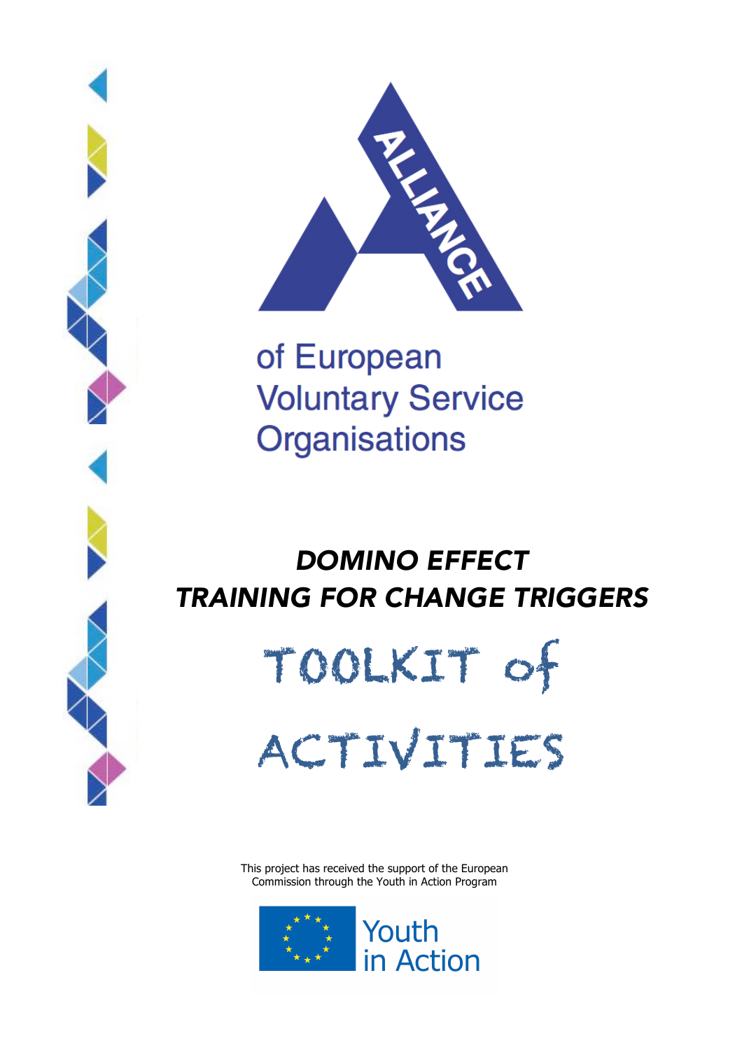ALLIANCE

of European Voluntary Service Organisations

# *DOMINO EFFECT*
# *TRAINING FOR CHANGE TRIGGERS*

# TOOLKIT of ACTIVITIES

This project has received the support of the European Commission through the Youth in Action Program

Youth in Action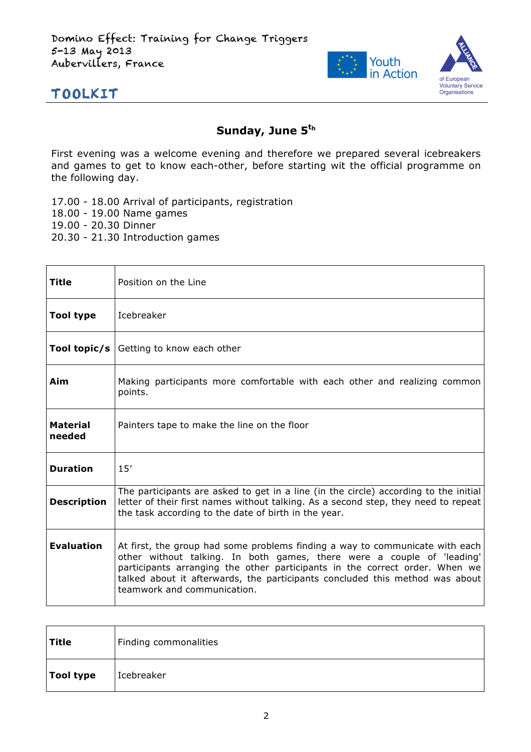## Sunday, June 5th

First evening was a welcome evening and therefore we prepared several icebreakers and games to get to know each-other, before starting wit the official programme on the following day.

17.00 - 18.00 Arrival of participants, registration
18.00 - 19.00 Name games
19.00 - 20.30 Dinner
20.30 - 21.30 Introduction games

| | |
|---|---|
| **Title** | Position on the Line |
| **Tool type** | Icebreaker |
| **Tool topic/s** | Getting to know each other |
| **Aim** | Making participants more comfortable with each other and realizing common points. |
| **Material needed** | Painters tape to make the line on the floor |
| **Duration** | 15' |
| **Description** | The participants are asked to get in a line (in the circle) according to the initial letter of their first names without talking. As a second step, they need to repeat the task according to the date of birth in the year. |
| **Evaluation** | At first, the group had some problems finding a way to communicate with each other without talking. In both games, there were a couple of 'leading' participants arranging the other participants in the correct order. When we talked about it afterwards, the participants concluded this method was about teamwork and communication. |

| | |
|---|---|
| **Title** | Finding commonalities |
| **Tool type** | Icebreaker |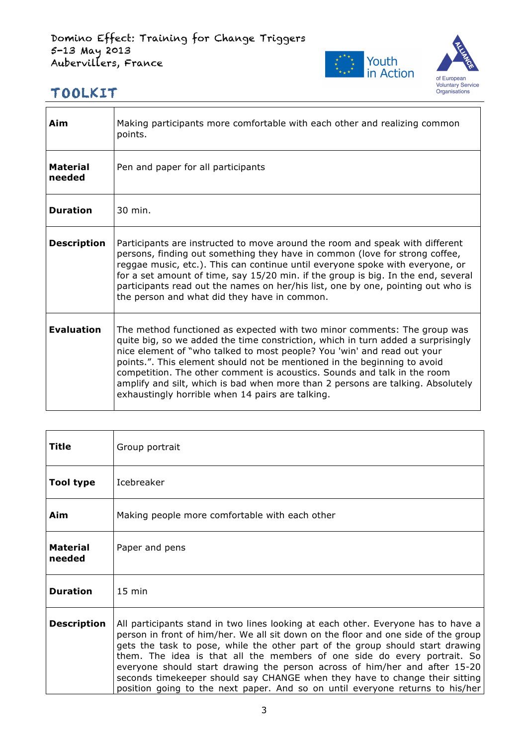| | |
|---|---|
| **Aim** | Making participants more comfortable with each other and realizing common points. |
| **Material needed** | Pen and paper for all participants |
| **Duration** | 30 min. |
| **Description** | Participants are instructed to move around the room and speak with different persons, finding out something they have in common (love for strong coffee, reggae music, etc.). This can continue until everyone spoke with everyone, or for a set amount of time, say 15/20 min. if the group is big. In the end, several participants read out the names on her/his list, one by one, pointing out who is the person and what did they have in common. |
| **Evaluation** | The method functioned as expected with two minor comments: The group was quite big, so we added the time constriction, which in turn added a surprisingly nice element of "who talked to most people? You 'win' and read out your points.". This element should not be mentioned in the beginning to avoid competition. The other comment is acoustics. Sounds and talk in the room amplify and silt, which is bad when more than 2 persons are talking. Absolutely exhaustingly horrible when 14 pairs are talking. |

| | |
|---|---|
| **Title** | Group portrait |
| **Tool type** | Icebreaker |
| **Aim** | Making people more comfortable with each other |
| **Material needed** | Paper and pens |
| **Duration** | 15 min |
| **Description** | All participants stand in two lines looking at each other. Everyone has to have a person in front of him/her. We all sit down on the floor and one side of the group gets the task to pose, while the other part of the group should start drawing them. The idea is that all the members of one side do every portrait. So everyone should start drawing the person across of him/her and after 15-20 seconds timekeeper should say CHANGE when they have to change their sitting position going to the next paper. And so on until everyone returns to his/her |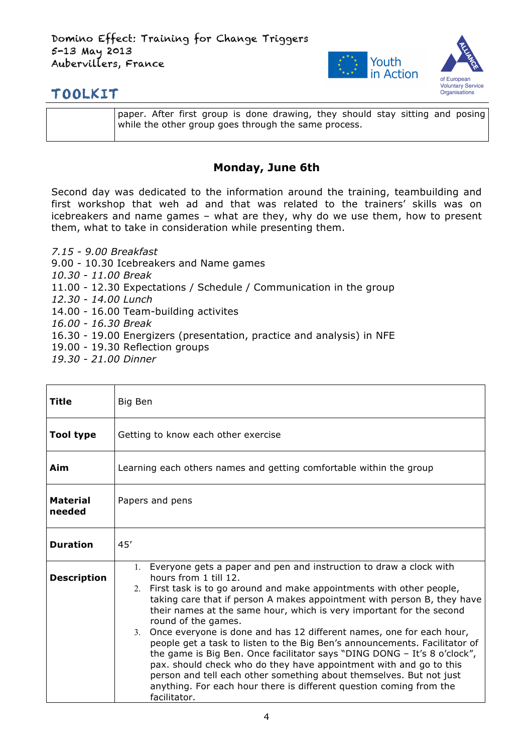| | paper. After first group is done drawing, they should stay sitting and posing while the other group goes through the same process. |
|---|---|

## Monday, June 6th

Second day was dedicated to the information around the training, teambuilding and first workshop that weh ad and that was related to the trainers' skills was on icebreakers and name games – what are they, why do we use them, how to present them, what to take in consideration while presenting them.

*7.15 - 9.00 Breakfast*
9.00 - 10.30 Icebreakers and Name games
*10.30 - 11.00 Break*
11.00 - 12.30 Expectations / Schedule / Communication in the group
*12.30 - 14.00 Lunch*
14.00 - 16.00 Team-building activites
*16.00 - 16.30 Break*
16.30 - 19.00 Energizers (presentation, practice and analysis) in NFE
19.00 - 19.30 Reflection groups
*19.30 - 21.00 Dinner*

| | |
|---|---|
| **Title** | Big Ben |
| **Tool type** | Getting to know each other exercise |
| **Aim** | Learning each others names and getting comfortable within the group |
| **Material needed** | Papers and pens |
| **Duration** | 45' |
| **Description** | 1. Everyone gets a paper and pen and instruction to draw a clock with hours from 1 till 12.<br>2. First task is to go around and make appointments with other people, taking care that if person A makes appointment with person B, they have their names at the same hour, which is very important for the second round of the games.<br>3. Once everyone is done and has 12 different names, one for each hour, people get a task to listen to the Big Ben's announcements. Facilitator of the game is Big Ben. Once facilitator says "DING DONG – It's 8 o'clock", pax. should check who do they have appointment with and go to this person and tell each other something about themselves. But not just anything. For each hour there is different question coming from the facilitator. |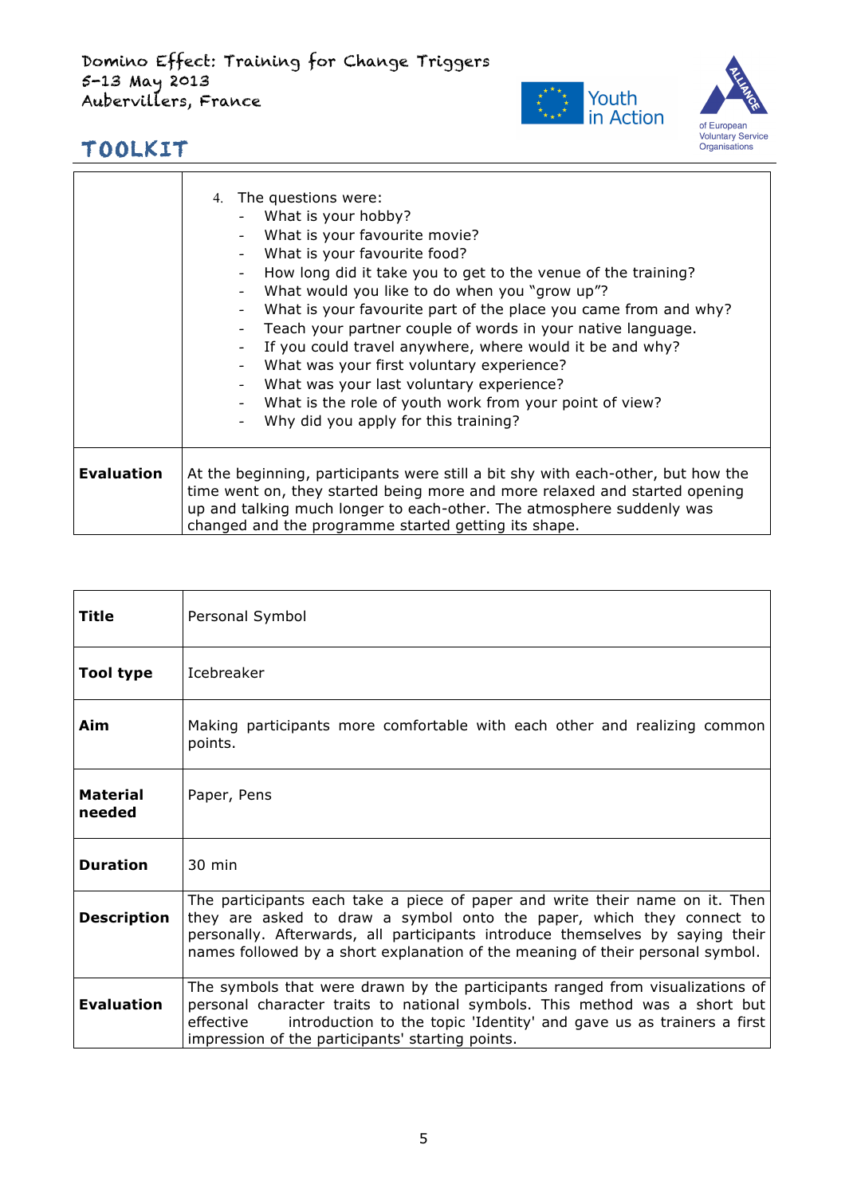| | |
|---|---|
| | 4. The questions were:<br>- What is your hobby?<br>- What is your favourite movie?<br>- What is your favourite food?<br>- How long did it take you to get to the venue of the training?<br>- What would you like to do when you "grow up"?<br>- What is your favourite part of the place you came from and why?<br>- Teach your partner couple of words in your native language.<br>- If you could travel anywhere, where would it be and why?<br>- What was your first voluntary experience?<br>- What was your last voluntary experience?<br>- What is the role of youth work from your point of view?<br>- Why did you apply for this training? |
| **Evaluation** | At the beginning, participants were still a bit shy with each-other, but how the time went on, they started being more and more relaxed and started opening up and talking much longer to each-other. The atmosphere suddenly was changed and the programme started getting its shape. |

| | |
|---|---|
| **Title** | Personal Symbol |
| **Tool type** | Icebreaker |
| **Aim** | Making participants more comfortable with each other and realizing common points. |
| **Material needed** | Paper, Pens |
| **Duration** | 30 min |
| **Description** | The participants each take a piece of paper and write their name on it. Then they are asked to draw a symbol onto the paper, which they connect to personally. Afterwards, all participants introduce themselves by saying their names followed by a short explanation of the meaning of their personal symbol. |
| **Evaluation** | The symbols that were drawn by the participants ranged from visualizations of personal character traits to national symbols. This method was a short but effective introduction to the topic 'Identity' and gave us as trainers a first impression of the participants' starting points. |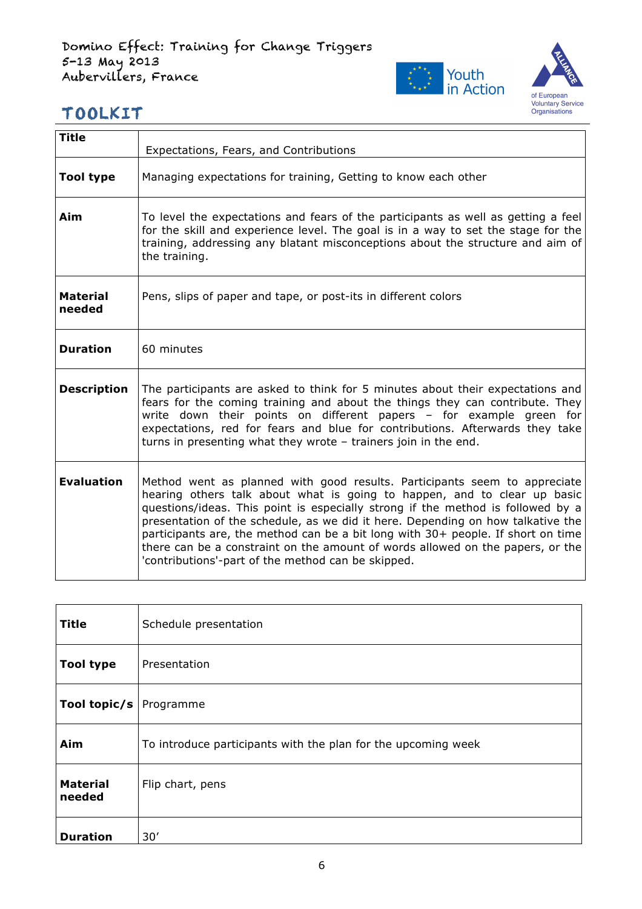| Title | Expectations, Fears, and Contributions |
|---|---|
| **Tool type** | Managing expectations for training, Getting to know each other |
| **Aim** | To level the expectations and fears of the participants as well as getting a feel for the skill and experience level. The goal is in a way to set the stage for the training, addressing any blatant misconceptions about the structure and aim of the training. |
| **Material needed** | Pens, slips of paper and tape, or post-its in different colors |
| **Duration** | 60 minutes |
| **Description** | The participants are asked to think for 5 minutes about their expectations and fears for the coming training and about the things they can contribute. They write down their points on different papers – for example green for expectations, red for fears and blue for contributions. Afterwards they take turns in presenting what they wrote – trainers join in the end. |
| **Evaluation** | Method went as planned with good results. Participants seem to appreciate hearing others talk about what is going to happen, and to clear up basic questions/ideas. This point is especially strong if the method is followed by a presentation of the schedule, as we did it here. Depending on how talkative the participants are, the method can be a bit long with 30+ people. If short on time there can be a constraint on the amount of words allowed on the papers, or the 'contributions'-part of the method can be skipped. |

| Title | Schedule presentation |
|---|---|
| **Tool type** | Presentation |
| **Tool topic/s** | Programme |
| **Aim** | To introduce participants with the plan for the upcoming week |
| **Material needed** | Flip chart, pens |
| **Duration** | 30' |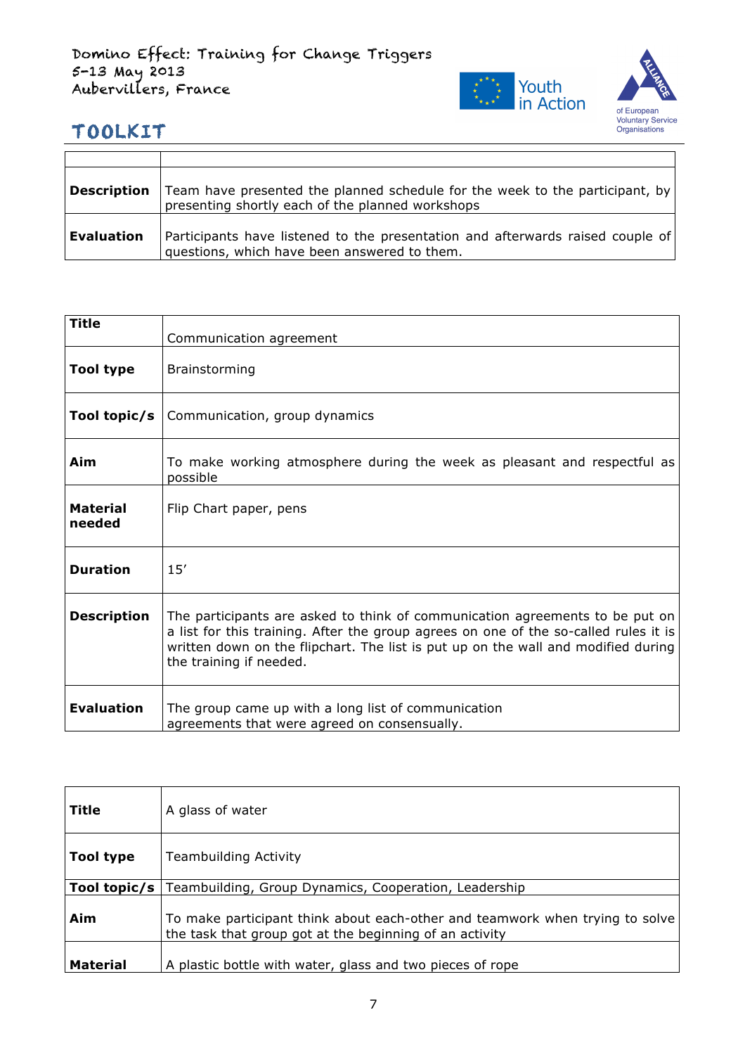| | |
|---|---|
| **Description** | Team have presented the planned schedule for the week to the participant, by presenting shortly each of the planned workshops |
| **Evaluation** | Participants have listened to the presentation and afterwards raised couple of questions, which have been answered to them. |

| **Title** | Communication agreement |
|---|---|
| **Tool type** | Brainstorming |
| **Tool topic/s** | Communication, group dynamics |
| **Aim** | To make working atmosphere during the week as pleasant and respectful as possible |
| **Material needed** | Flip Chart paper, pens |
| **Duration** | 15' |
| **Description** | The participants are asked to think of communication agreements to be put on a list for this training. After the group agrees on one of the so-called rules it is written down on the flipchart. The list is put up on the wall and modified during the training if needed. |
| **Evaluation** | The group came up with a long list of communication agreements that were agreed on consensually. |

| **Title** | A glass of water |
|---|---|
| **Tool type** | Teambuilding Activity |
| **Tool topic/s** | Teambuilding, Group Dynamics, Cooperation, Leadership |
| **Aim** | To make participant think about each-other and teamwork when trying to solve the task that group got at the beginning of an activity |
| **Material** | A plastic bottle with water, glass and two pieces of rope |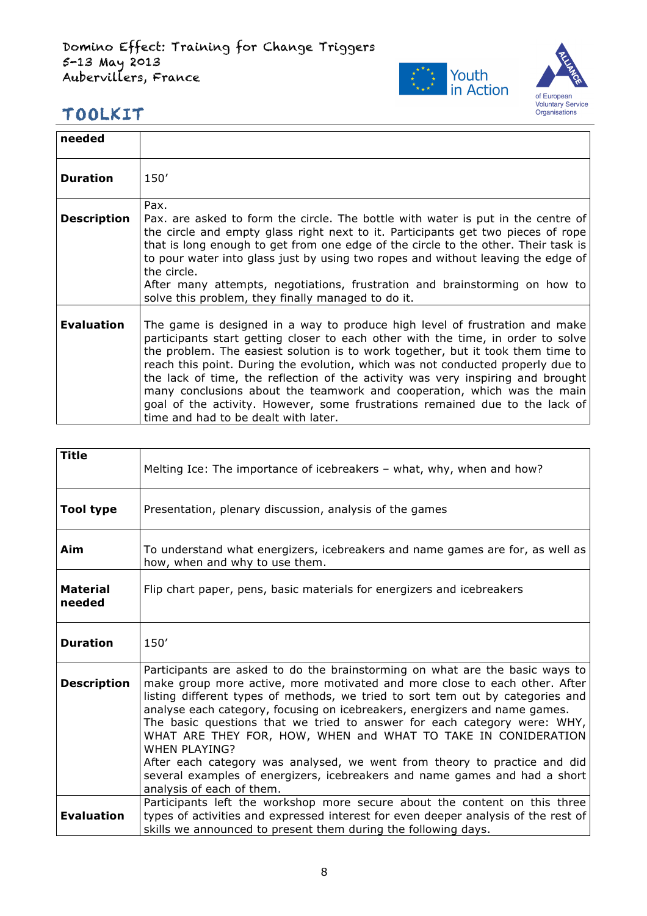| needed | |
|---|---|
| **Duration** | 150' |
| **Description** | Pax.<br>Pax. are asked to form the circle. The bottle with water is put in the centre of the circle and empty glass right next to it. Participants get two pieces of rope that is long enough to get from one edge of the circle to the other. Their task is to pour water into glass just by using two ropes and without leaving the edge of the circle.<br>After many attempts, negotiations, frustration and brainstorming on how to solve this problem, they finally managed to do it. |
| **Evaluation** | The game is designed in a way to produce high level of frustration and make participants start getting closer to each other with the time, in order to solve the problem. The easiest solution is to work together, but it took them time to reach this point. During the evolution, which was not conducted properly due to the lack of time, the reflection of the activity was very inspiring and brought many conclusions about the teamwork and cooperation, which was the main goal of the activity. However, some frustrations remained due to the lack of time and had to be dealt with later. |

| **Title** | Melting Ice: The importance of icebreakers – what, why, when and how? |
|---|---|
| **Tool type** | Presentation, plenary discussion, analysis of the games |
| **Aim** | To understand what energizers, icebreakers and name games are for, as well as how, when and why to use them. |
| **Material needed** | Flip chart paper, pens, basic materials for energizers and icebreakers |
| **Duration** | 150' |
| **Description** | Participants are asked to do the brainstorming on what are the basic ways to make group more active, more motivated and more close to each other. After listing different types of methods, we tried to sort tem out by categories and analyse each category, focusing on icebreakers, energizers and name games.<br>The basic questions that we tried to answer for each category were: WHY, WHAT ARE THEY FOR, HOW, WHEN and WHAT TO TAKE IN CONIDERATION WHEN PLAYING?<br>After each category was analysed, we went from theory to practice and did several examples of energizers, icebreakers and name games and had a short analysis of each of them. |
| **Evaluation** | Participants left the workshop more secure about the content on this three types of activities and expressed interest for even deeper analysis of the rest of skills we announced to present them during the following days. |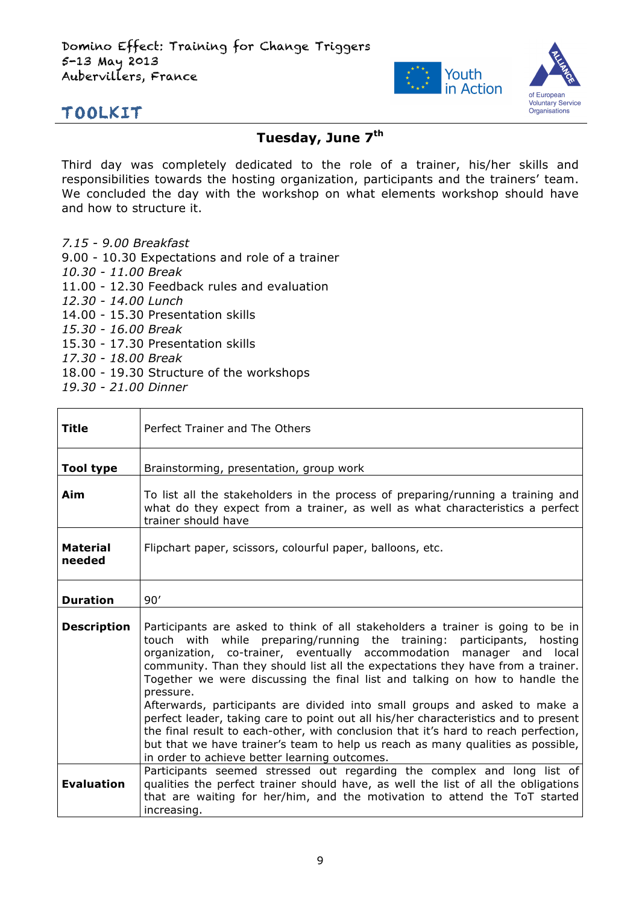## Tuesday, June 7th

Third day was completely dedicated to the role of a trainer, his/her skills and responsibilities towards the hosting organization, participants and the trainers' team. We concluded the day with the workshop on what elements workshop should have and how to structure it.

*7.15 - 9.00 Breakfast*
9.00 - 10.30 Expectations and role of a trainer
*10.30 - 11.00 Break*
11.00 - 12.30 Feedback rules and evaluation
*12.30 - 14.00 Lunch*
14.00 - 15.30 Presentation skills
*15.30 - 16.00 Break*
15.30 - 17.30 Presentation skills
*17.30 - 18.00 Break*
18.00 - 19.30 Structure of the workshops
*19.30 - 21.00 Dinner*

| | |
|---|---|
| **Title** | Perfect Trainer and The Others |
| **Tool type** | Brainstorming, presentation, group work |
| **Aim** | To list all the stakeholders in the process of preparing/running a training and what do they expect from a trainer, as well as what characteristics a perfect trainer should have |
| **Material needed** | Flipchart paper, scissors, colourful paper, balloons, etc. |
| **Duration** | 90' |
| **Description** | Participants are asked to think of all stakeholders a trainer is going to be in touch with while preparing/running the training: participants, hosting organization, co-trainer, eventually accommodation manager and local community. Than they should list all the expectations they have from a trainer. Together we were discussing the final list and talking on how to handle the pressure.<br>Afterwards, participants are divided into small groups and asked to make a perfect leader, taking care to point out all his/her characteristics and to present the final result to each-other, with conclusion that it's hard to reach perfection, but that we have trainer's team to help us reach as many qualities as possible, in order to achieve better learning outcomes. |
| **Evaluation** | Participants seemed stressed out regarding the complex and long list of qualities the perfect trainer should have, as well the list of all the obligations that are waiting for her/him, and the motivation to attend the ToT started increasing. |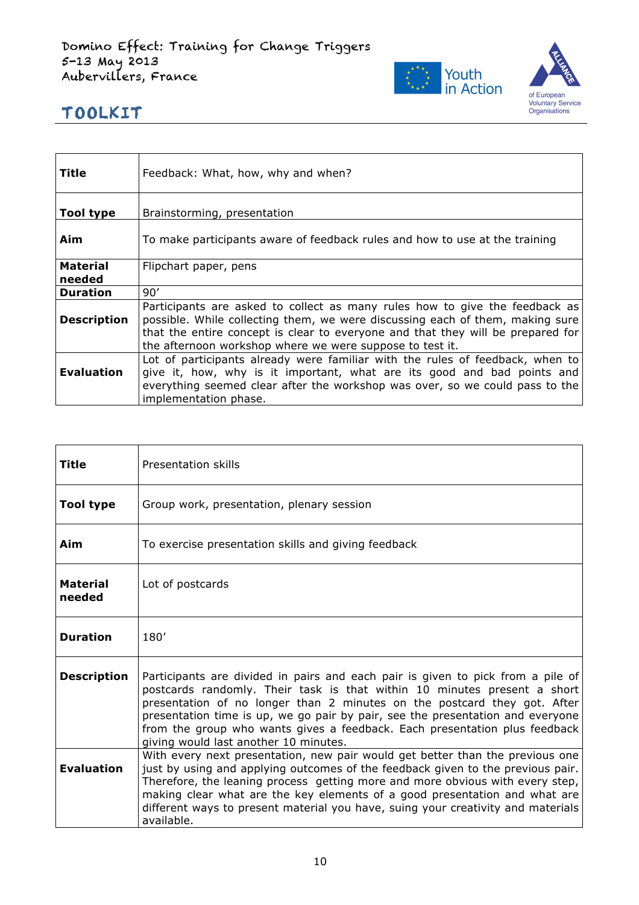| Title | Feedback: What, how, why and when? |
|---|---|
| **Tool type** | Brainstorming, presentation |
| **Aim** | To make participants aware of feedback rules and how to use at the training |
| **Material needed** | Flipchart paper, pens |
| **Duration** | 90' |
| **Description** | Participants are asked to collect as many rules how to give the feedback as possible. While collecting them, we were discussing each of them, making sure that the entire concept is clear to everyone and that they will be prepared for the afternoon workshop where we were suppose to test it. |
| **Evaluation** | Lot of participants already were familiar with the rules of feedback, when to give it, how, why is it important, what are its good and bad points and everything seemed clear after the workshop was over, so we could pass to the implementation phase. |

| Title | Presentation skills |
|---|---|
| **Tool type** | Group work, presentation, plenary session |
| **Aim** | To exercise presentation skills and giving feedback |
| **Material needed** | Lot of postcards |
| **Duration** | 180' |
| **Description** | Participants are divided in pairs and each pair is given to pick from a pile of postcards randomly. Their task is that within 10 minutes present a short presentation of no longer than 2 minutes on the postcard they got. After presentation time is up, we go pair by pair, see the presentation and everyone from the group who wants gives a feedback. Each presentation plus feedback giving would last another 10 minutes. |
| **Evaluation** | With every next presentation, new pair would get better than the previous one just by using and applying outcomes of the feedback given to the previous pair. Therefore, the leaning process getting more and more obvious with every step, making clear what are the key elements of a good presentation and what are different ways to present material you have, suing your creativity and materials available. |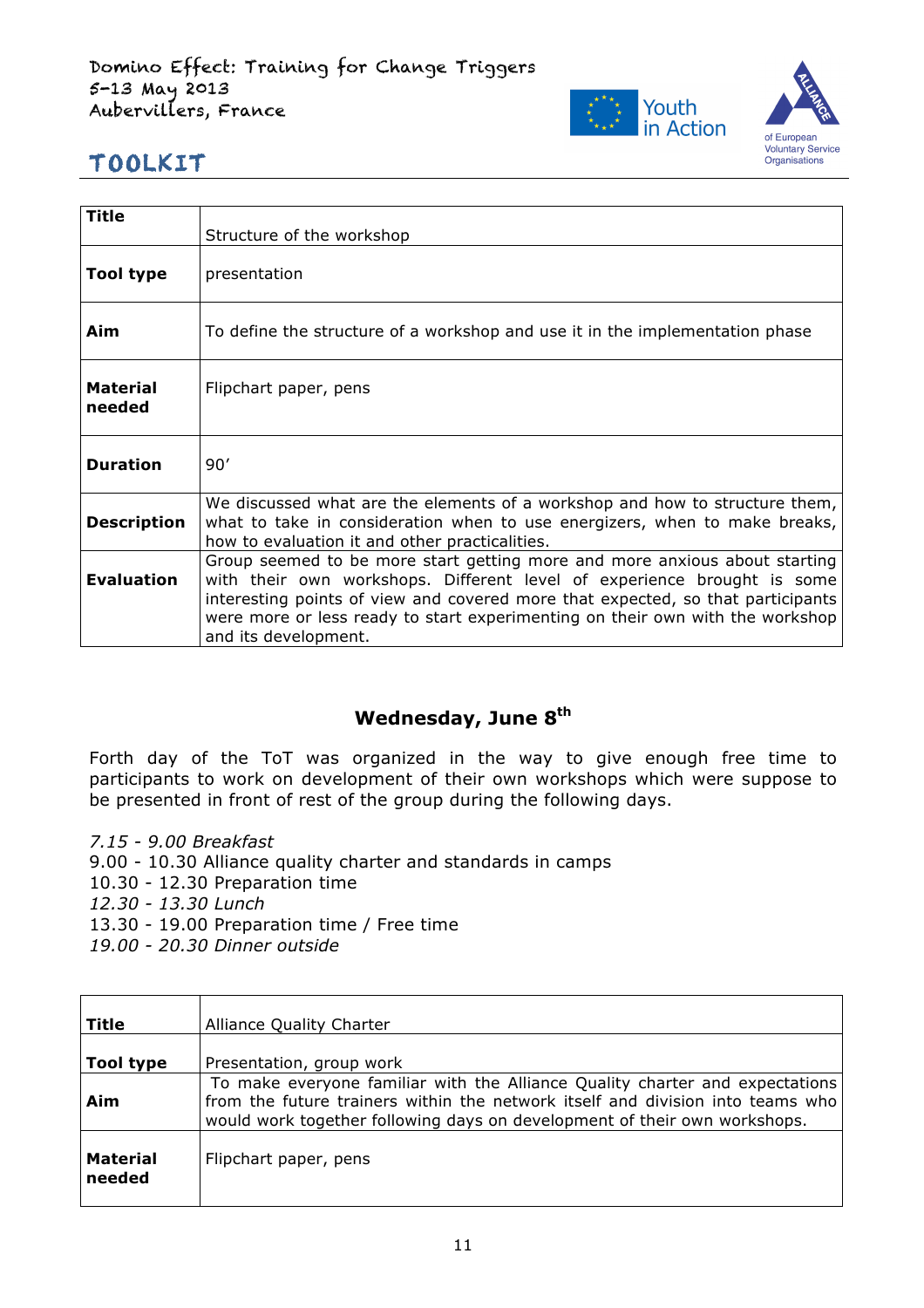| Title | Structure of the workshop |
|---|---|
| Tool type | presentation |
| Aim | To define the structure of a workshop and use it in the implementation phase |
| Material needed | Flipchart paper, pens |
| Duration | 90' |
| Description | We discussed what are the elements of a workshop and how to structure them, what to take in consideration when to use energizers, when to make breaks, how to evaluation it and other practicalities. |
| Evaluation | Group seemed to be more start getting more and more anxious about starting with their own workshops. Different level of experience brought is some interesting points of view and covered more that expected, so that participants were more or less ready to start experimenting on their own with the workshop and its development. |

## Wednesday, June 8th

Forth day of the ToT was organized in the way to give enough free time to participants to work on development of their own workshops which were suppose to be presented in front of rest of the group during the following days.

*7.15 - 9.00 Breakfast*
9.00 - 10.30 Alliance quality charter and standards in camps
10.30 - 12.30 Preparation time
*12.30 - 13.30 Lunch*
13.30 - 19.00 Preparation time / Free time
*19.00 - 20.30 Dinner outside*

| Title | Alliance Quality Charter |
|---|---|
| Tool type | Presentation, group work |
| Aim | To make everyone familiar with the Alliance Quality charter and expectations from the future trainers within the network itself and division into teams who would work together following days on development of their own workshops. |
| Material needed | Flipchart paper, pens |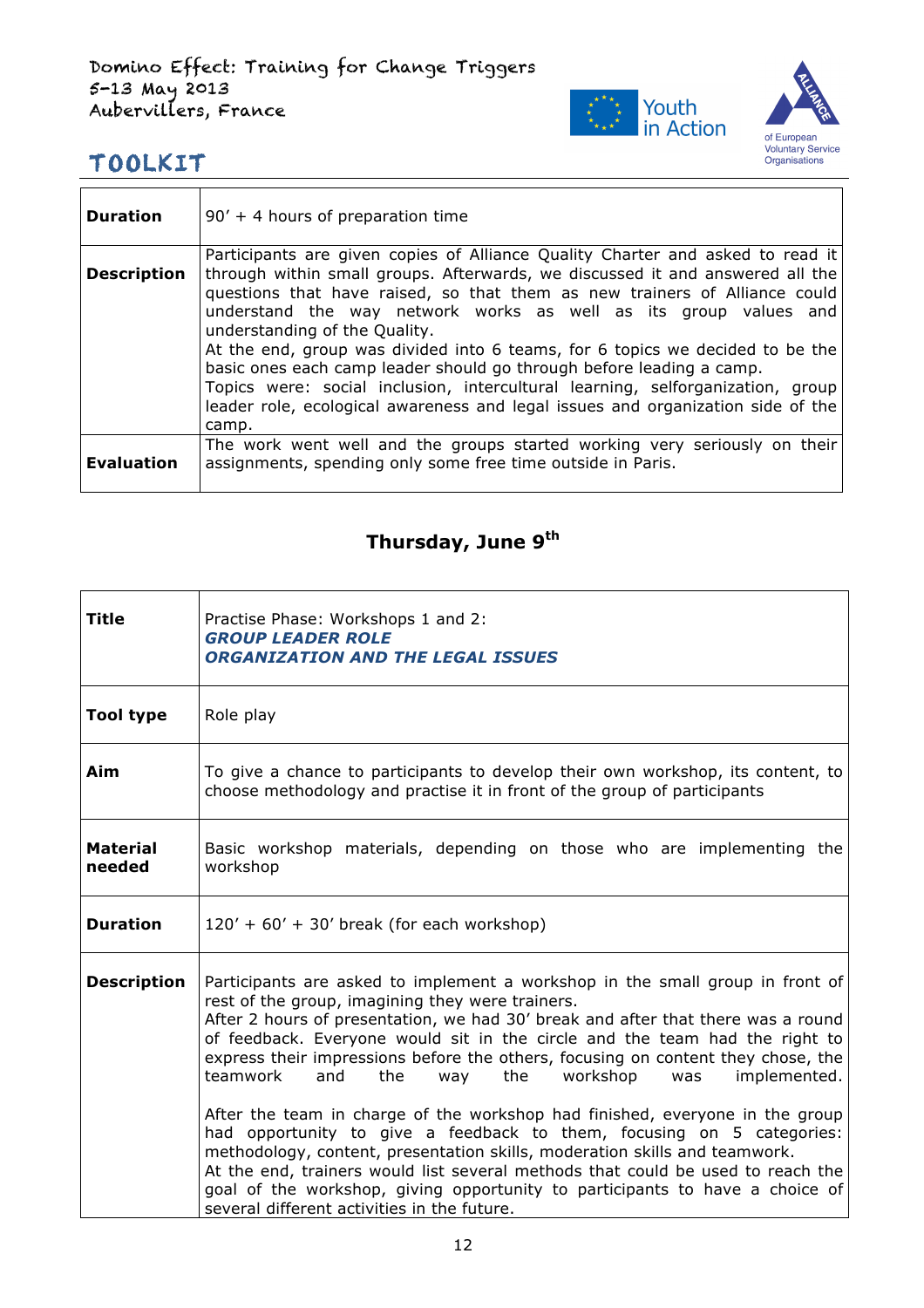| | |
|---|---|
| **Duration** | 90' + 4 hours of preparation time |
| **Description** | Participants are given copies of Alliance Quality Charter and asked to read it through within small groups. Afterwards, we discussed it and answered all the questions that have raised, so that them as new trainers of Alliance could understand the way network works as well as its group values and understanding of the Quality.<br>At the end, group was divided into 6 teams, for 6 topics we decided to be the basic ones each camp leader should go through before leading a camp.<br>Topics were: social inclusion, intercultural learning, selforganization, group leader role, ecological awareness and legal issues and organization side of the camp. |
| **Evaluation** | The work went well and the groups started working very seriously on their assignments, spending only some free time outside in Paris. |

## Thursday, June 9th

| | |
|---|---|
| **Title** | Practise Phase: Workshops 1 and 2:<br>***GROUP LEADER ROLE***<br>***ORGANIZATION AND THE LEGAL ISSUES*** |
| **Tool type** | Role play |
| **Aim** | To give a chance to participants to develop their own workshop, its content, to choose methodology and practise it in front of the group of participants |
| **Material needed** | Basic workshop materials, depending on those who are implementing the workshop |
| **Duration** | 120' + 60' + 30' break (for each workshop) |
| **Description** | Participants are asked to implement a workshop in the small group in front of rest of the group, imagining they were trainers.<br>After 2 hours of presentation, we had 30' break and after that there was a round of feedback. Everyone would sit in the circle and the team had the right to express their impressions before the others, focusing on content they chose, the teamwork and the way the workshop was implemented.<br><br>After the team in charge of the workshop had finished, everyone in the group had opportunity to give a feedback to them, focusing on 5 categories: methodology, content, presentation skills, moderation skills and teamwork.<br>At the end, trainers would list several methods that could be used to reach the goal of the workshop, giving opportunity to participants to have a choice of several different activities in the future. |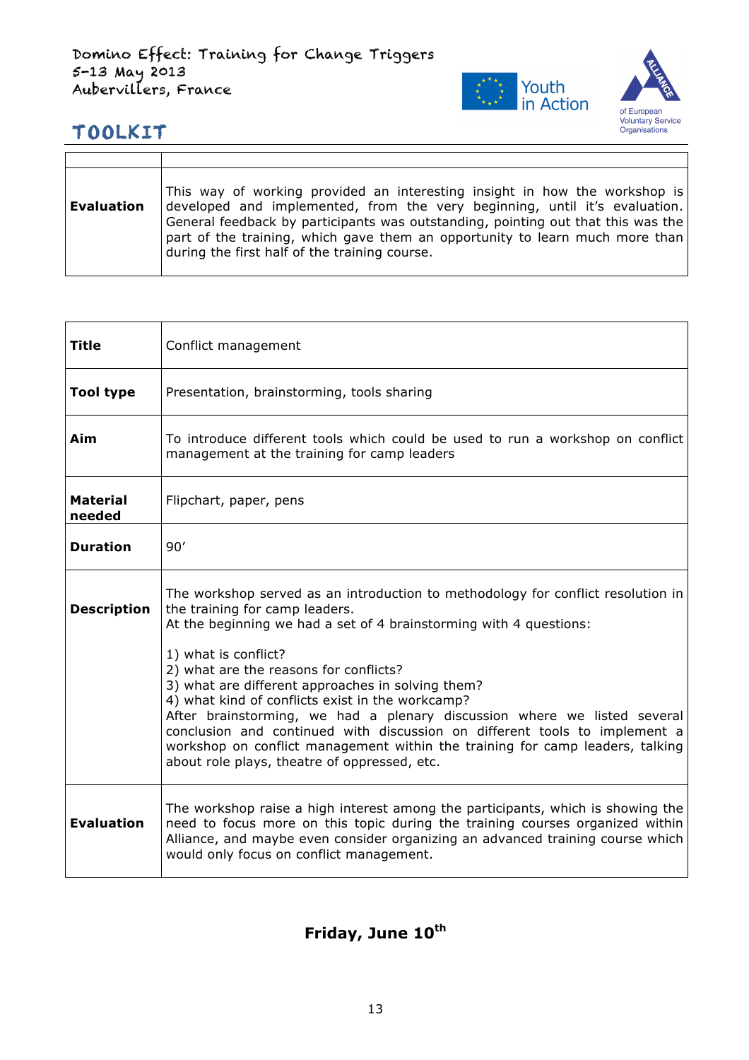| | |
|---|---|
| **Evaluation** | This way of working provided an interesting insight in how the workshop is developed and implemented, from the very beginning, until it's evaluation. General feedback by participants was outstanding, pointing out that this was the part of the training, which gave them an opportunity to learn much more than during the first half of the training course. |

| | |
|---|---|
| **Title** | Conflict management |
| **Tool type** | Presentation, brainstorming, tools sharing |
| **Aim** | To introduce different tools which could be used to run a workshop on conflict management at the training for camp leaders |
| **Material needed** | Flipchart, paper, pens |
| **Duration** | 90' |
| **Description** | The workshop served as an introduction to methodology for conflict resolution in the training for camp leaders.<br>At the beginning we had a set of 4 brainstorming with 4 questions:<br><br>1) what is conflict?<br>2) what are the reasons for conflicts?<br>3) what are different approaches in solving them?<br>4) what kind of conflicts exist in the workcamp?<br>After brainstorming, we had a plenary discussion where we listed several conclusion and continued with discussion on different tools to implement a workshop on conflict management within the training for camp leaders, talking about role plays, theatre of oppressed, etc. |
| **Evaluation** | The workshop raise a high interest among the participants, which is showing the need to focus more on this topic during the training courses organized within Alliance, and maybe even consider organizing an advanced training course which would only focus on conflict management. |

## Friday, June 10th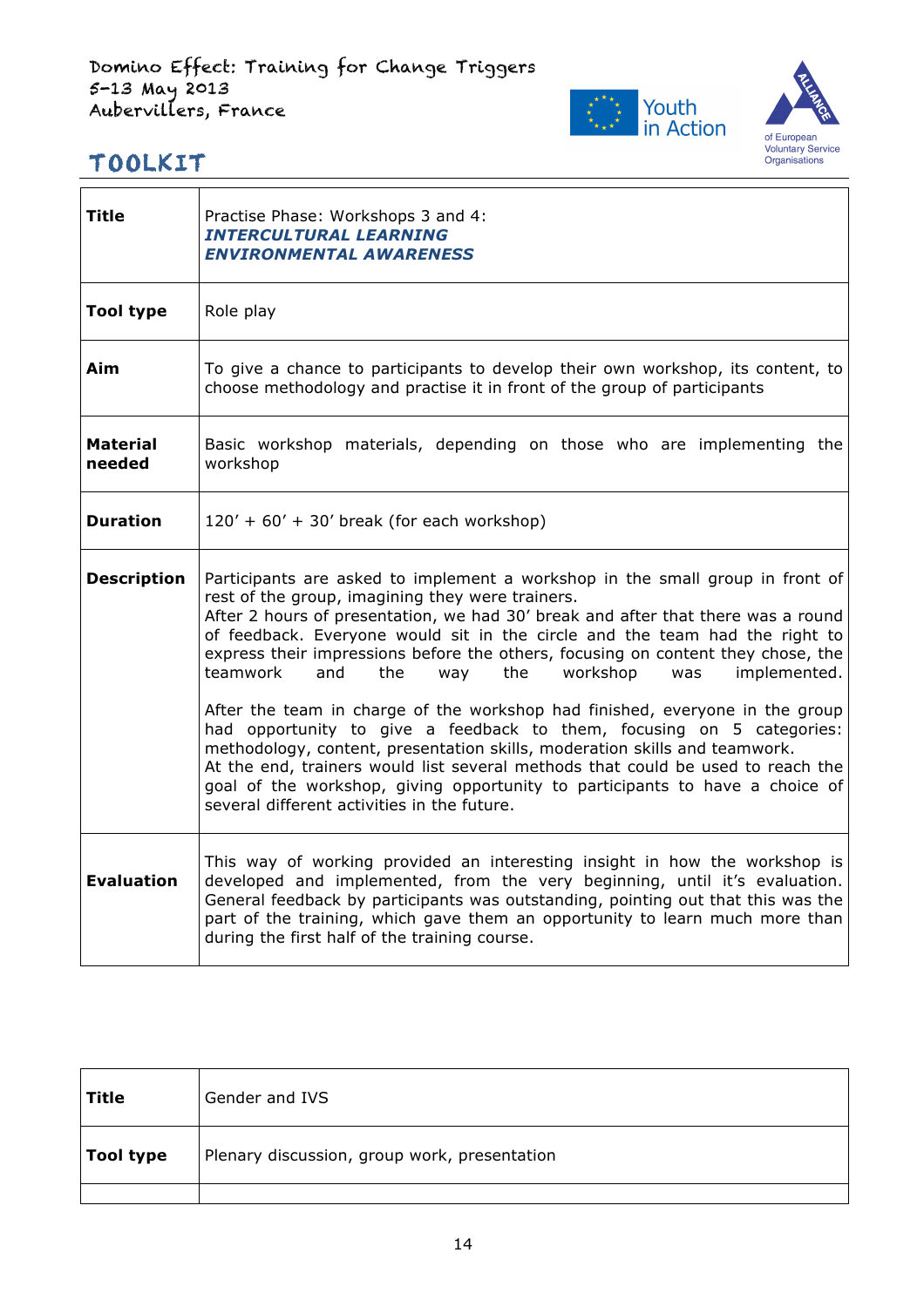| **Title** | Practise Phase: Workshops 3 and 4:<br>***INTERCULTURAL LEARNING***<br>***ENVIRONMENTAL AWARENESS*** |
|---|---|
| **Tool type** | Role play |
| **Aim** | To give a chance to participants to develop their own workshop, its content, to choose methodology and practise it in front of the group of participants |
| **Material needed** | Basic workshop materials, depending on those who are implementing the workshop |
| **Duration** | 120' + 60' + 30' break (for each workshop) |
| **Description** | Participants are asked to implement a workshop in the small group in front of rest of the group, imagining they were trainers.<br>After 2 hours of presentation, we had 30' break and after that there was a round of feedback. Everyone would sit in the circle and the team had the right to express their impressions before the others, focusing on content they chose, the teamwork and the way the workshop was implemented.<br><br>After the team in charge of the workshop had finished, everyone in the group had opportunity to give a feedback to them, focusing on 5 categories: methodology, content, presentation skills, moderation skills and teamwork.<br>At the end, trainers would list several methods that could be used to reach the goal of the workshop, giving opportunity to participants to have a choice of several different activities in the future. |
| **Evaluation** | This way of working provided an interesting insight in how the workshop is developed and implemented, from the very beginning, until it's evaluation. General feedback by participants was outstanding, pointing out that this was the part of the training, which gave them an opportunity to learn much more than during the first half of the training course. |

| **Title** | Gender and IVS |
|---|---|
| **Tool type** | Plenary discussion, group work, presentation |
| | |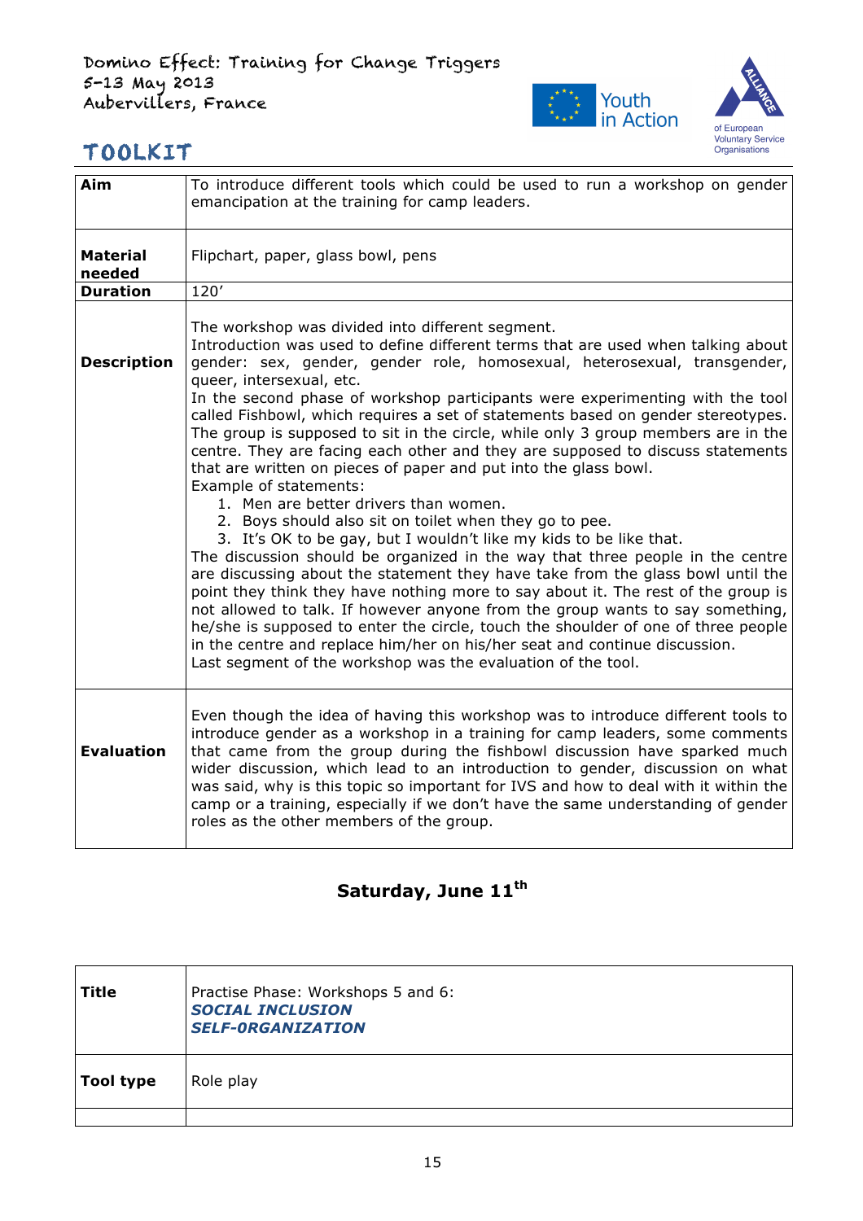| **Aim** | To introduce different tools which could be used to run a workshop on gender emancipation at the training for camp leaders. |
|---|---|
| **Material needed** | Flipchart, paper, glass bowl, pens |
| **Duration** | 120' |
| **Description** | The workshop was divided into different segment.<br>Introduction was used to define different terms that are used when talking about gender: sex, gender, gender role, homosexual, heterosexual, transgender, queer, intersexual, etc.<br>In the second phase of workshop participants were experimenting with the tool called Fishbowl, which requires a set of statements based on gender stereotypes. The group is supposed to sit in the circle, while only 3 group members are in the centre. They are facing each other and they are supposed to discuss statements that are written on pieces of paper and put into the glass bowl.<br>Example of statements:<br>1. Men are better drivers than women.<br>2. Boys should also sit on toilet when they go to pee.<br>3. It's OK to be gay, but I wouldn't like my kids to be like that.<br>The discussion should be organized in the way that three people in the centre are discussing about the statement they have take from the glass bowl until the point they think they have nothing more to say about it. The rest of the group is not allowed to talk. If however anyone from the group wants to say something, he/she is supposed to enter the circle, touch the shoulder of one of three people in the centre and replace him/her on his/her seat and continue discussion.<br>Last segment of the workshop was the evaluation of the tool. |
| **Evaluation** | Even though the idea of having this workshop was to introduce different tools to introduce gender as a workshop in a training for camp leaders, some comments that came from the group during the fishbowl discussion have sparked much wider discussion, which lead to an introduction to gender, discussion on what was said, why is this topic so important for IVS and how to deal with it within the camp or a training, especially if we don't have the same understanding of gender roles as the other members of the group. |

## Saturday, June 11th

| **Title** | Practise Phase: Workshops 5 and 6:<br>***SOCIAL INCLUSION***<br>***SELF-0RGANIZATION*** |
|---|---|
| **Tool type** | Role play |
| | |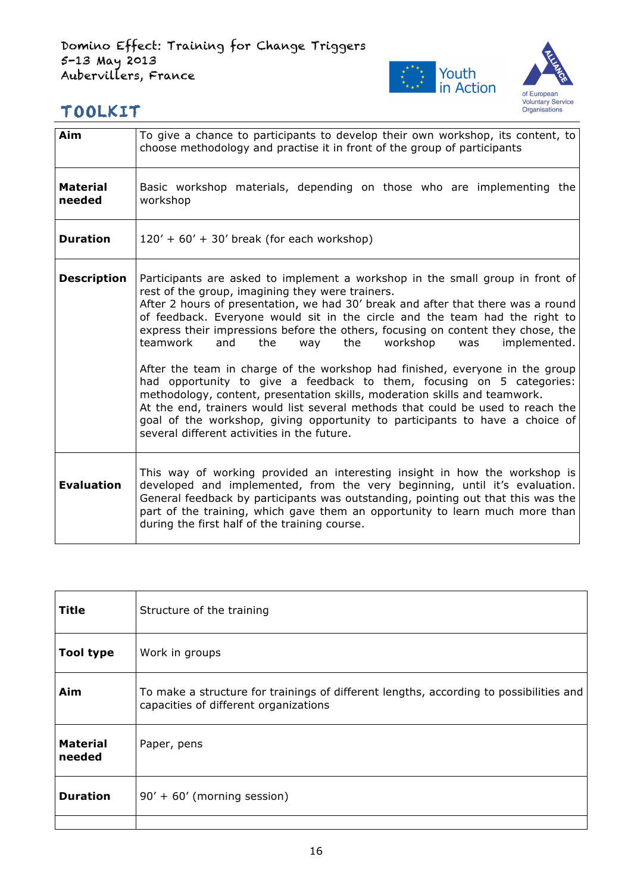| | |
|---|---|
| **Aim** | To give a chance to participants to develop their own workshop, its content, to choose methodology and practise it in front of the group of participants |
| **Material needed** | Basic workshop materials, depending on those who are implementing the workshop |
| **Duration** | 120' + 60' + 30' break (for each workshop) |
| **Description** | Participants are asked to implement a workshop in the small group in front of rest of the group, imagining they were trainers.<br>After 2 hours of presentation, we had 30' break and after that there was a round of feedback. Everyone would sit in the circle and the team had the right to express their impressions before the others, focusing on content they chose, the teamwork and the way the workshop was implemented.<br><br>After the team in charge of the workshop had finished, everyone in the group had opportunity to give a feedback to them, focusing on 5 categories: methodology, content, presentation skills, moderation skills and teamwork.<br>At the end, trainers would list several methods that could be used to reach the goal of the workshop, giving opportunity to participants to have a choice of several different activities in the future. |
| **Evaluation** | This way of working provided an interesting insight in how the workshop is developed and implemented, from the very beginning, until it's evaluation. General feedback by participants was outstanding, pointing out that this was the part of the training, which gave them an opportunity to learn much more than during the first half of the training course. |

| | |
|---|---|
| **Title** | Structure of the training |
| **Tool type** | Work in groups |
| **Aim** | To make a structure for trainings of different lengths, according to possibilities and capacities of different organizations |
| **Material needed** | Paper, pens |
| **Duration** | 90' + 60' (morning session) |
| | |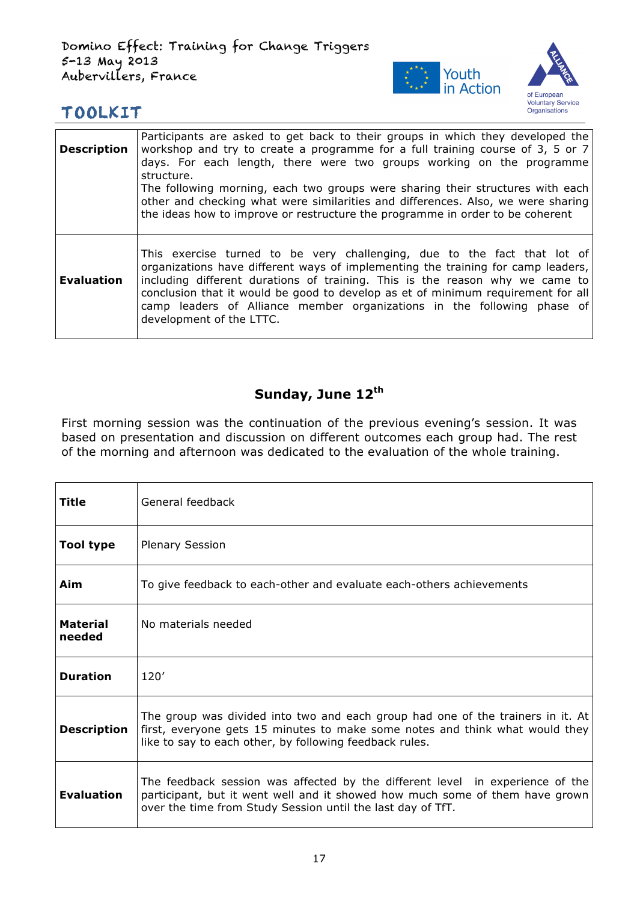| | |
|---|---|
| **Description** | Participants are asked to get back to their groups in which they developed the workshop and try to create a programme for a full training course of 3, 5 or 7 days. For each length, there were two groups working on the programme structure. The following morning, each two groups were sharing their structures with each other and checking what were similarities and differences. Also, we were sharing the ideas how to improve or restructure the programme in order to be coherent |
| **Evaluation** | This exercise turned to be very challenging, due to the fact that lot of organizations have different ways of implementing the training for camp leaders, including different durations of training. This is the reason why we came to conclusion that it would be good to develop as et of minimum requirement for all camp leaders of Alliance member organizations in the following phase of development of the LTTC. |

## Sunday, June 12th

First morning session was the continuation of the previous evening's session. It was based on presentation and discussion on different outcomes each group had. The rest of the morning and afternoon was dedicated to the evaluation of the whole training.

| | |
|---|---|
| **Title** | General feedback |
| **Tool type** | Plenary Session |
| **Aim** | To give feedback to each-other and evaluate each-others achievements |
| **Material needed** | No materials needed |
| **Duration** | 120' |
| **Description** | The group was divided into two and each group had one of the trainers in it. At first, everyone gets 15 minutes to make some notes and think what would they like to say to each other, by following feedback rules. |
| **Evaluation** | The feedback session was affected by the different level in experience of the participant, but it went well and it showed how much some of them have grown over the time from Study Session until the last day of TfT. |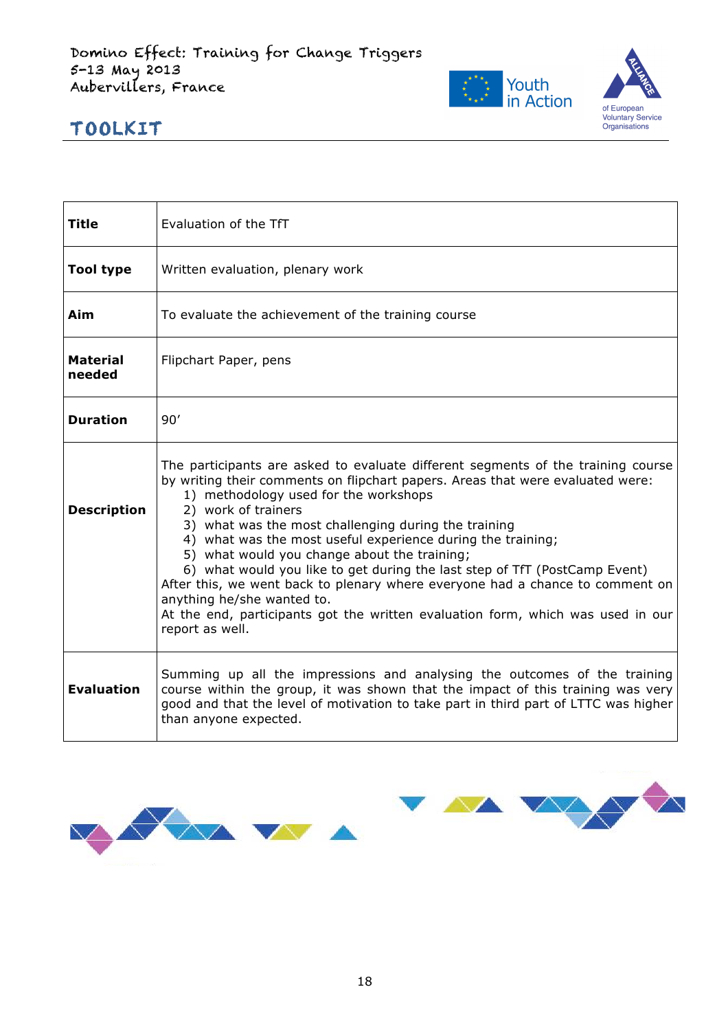| | |
|---|---|
| **Title** | Evaluation of the TfT |
| **Tool type** | Written evaluation, plenary work |
| **Aim** | To evaluate the achievement of the training course |
| **Material needed** | Flipchart Paper, pens |
| **Duration** | 90' |
| **Description** | The participants are asked to evaluate different segments of the training course by writing their comments on flipchart papers. Areas that were evaluated were:<br>1) methodology used for the workshops<br>2) work of trainers<br>3) what was the most challenging during the training<br>4) what was the most useful experience during the training;<br>5) what would you change about the training;<br>6) what would you like to get during the last step of TfT (PostCamp Event)<br>After this, we went back to plenary where everyone had a chance to comment on anything he/she wanted to.<br>At the end, participants got the written evaluation form, which was used in our report as well. |
| **Evaluation** | Summing up all the impressions and analysing the outcomes of the training course within the group, it was shown that the impact of this training was very good and that the level of motivation to take part in third part of LTTC was higher than anyone expected. |